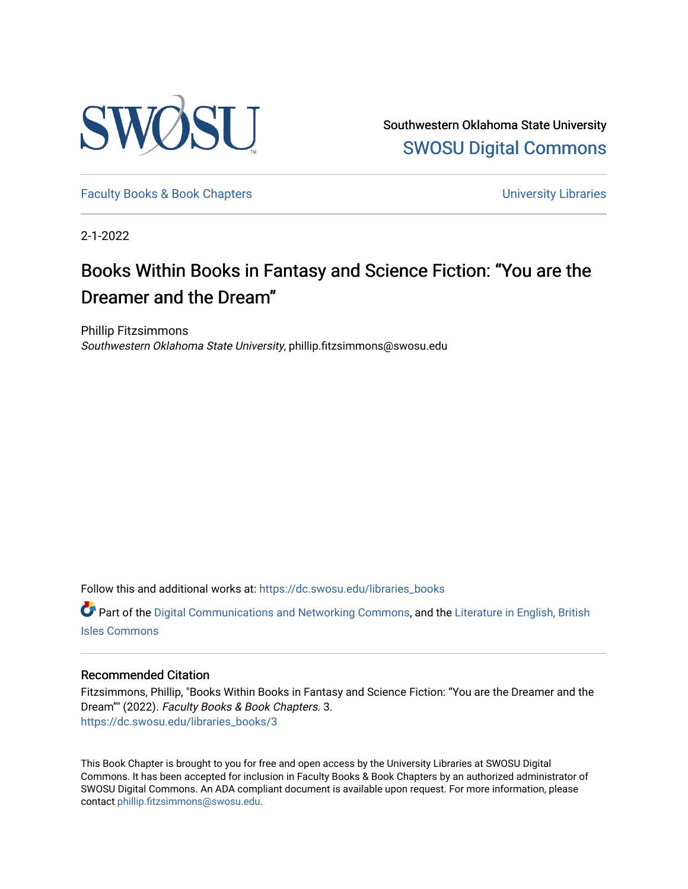Southwestern Oklahoma State University

SWOSU Digital Commons

Faculty Books & Book Chapters

University Libraries

2-1-2022

# Books Within Books in Fantasy and Science Fiction: "You are the Dreamer and the Dream"

Phillip Fitzsimmons

*Southwestern Oklahoma State University*, phillip.fitzsimmons@swosu.edu

Follow this and additional works at: https://dc.swosu.edu/libraries_books

Part of the Digital Communications and Networking Commons, and the Literature in English, British Isles Commons

### Recommended Citation

Fitzsimmons, Phillip, "Books Within Books in Fantasy and Science Fiction: "You are the Dreamer and the Dream"" (2022). *Faculty Books & Book Chapters*. 3.
https://dc.swosu.edu/libraries_books/3

This Book Chapter is brought to you for free and open access by the University Libraries at SWOSU Digital Commons. It has been accepted for inclusion in Faculty Books & Book Chapters by an authorized administrator of SWOSU Digital Commons. An ADA compliant document is available upon request. For more information, please contact phillip.fitzsimmons@swosu.edu.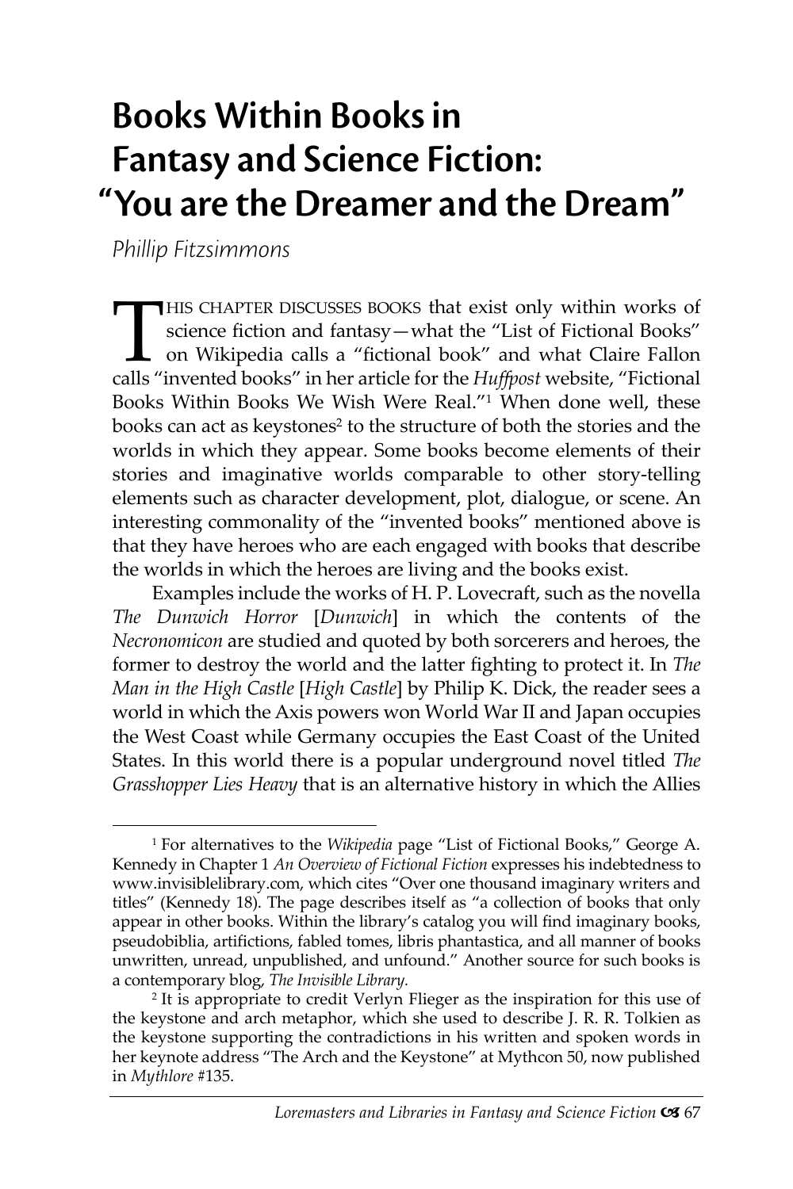# Books Within Books in Fantasy and Science Fiction: "You are the Dreamer and the Dream"

*Phillip Fitzsimmons*

THIS CHAPTER DISCUSSES BOOKS that exist only within works of science fiction and fantasy—what the "List of Fictional Books" on Wikipedia calls a "fictional book" and what Claire Fallon calls "invented books" in her article for the *Huffpost* website, "Fictional Books Within Books We Wish Were Real."[1] When done well, these books can act as keystones[2] to the structure of both the stories and the worlds in which they appear. Some books become elements of their stories and imaginative worlds comparable to other story-telling elements such as character development, plot, dialogue, or scene. An interesting commonality of the "invented books" mentioned above is that they have heroes who are each engaged with books that describe the worlds in which the heroes are living and the books exist.

Examples include the works of H. P. Lovecraft, such as the novella *The Dunwich Horror* [*Dunwich*] in which the contents of the *Necronomicon* are studied and quoted by both sorcerers and heroes, the former to destroy the world and the latter fighting to protect it. In *The Man in the High Castle* [*High Castle*] by Philip K. Dick, the reader sees a world in which the Axis powers won World War II and Japan occupies the West Coast while Germany occupies the East Coast of the United States. In this world there is a popular underground novel titled *The Grasshopper Lies Heavy* that is an alternative history in which the Allies

---

[1] For alternatives to the *Wikipedia* page "List of Fictional Books," George A. Kennedy in Chapter 1 *An Overview of Fictional Fiction* expresses his indebtedness to www.invisiblelibrary.com, which cites "Over one thousand imaginary writers and titles" (Kennedy 18). The page describes itself as "a collection of books that only appear in other books. Within the library's catalog you will find imaginary books, pseudobiblia, artifictions, fabled tomes, libris phantastica, and all manner of books unwritten, unread, unpublished, and unfound." Another source for such books is a contemporary blog, *The Invisible Library*.

[2] It is appropriate to credit Verlyn Flieger as the inspiration for this use of the keystone and arch metaphor, which she used to describe J. R. R. Tolkien as the keystone supporting the contradictions in his written and spoken words in her keynote address "The Arch and the Keystone" at Mythcon 50, now published in *Mythlore* #135.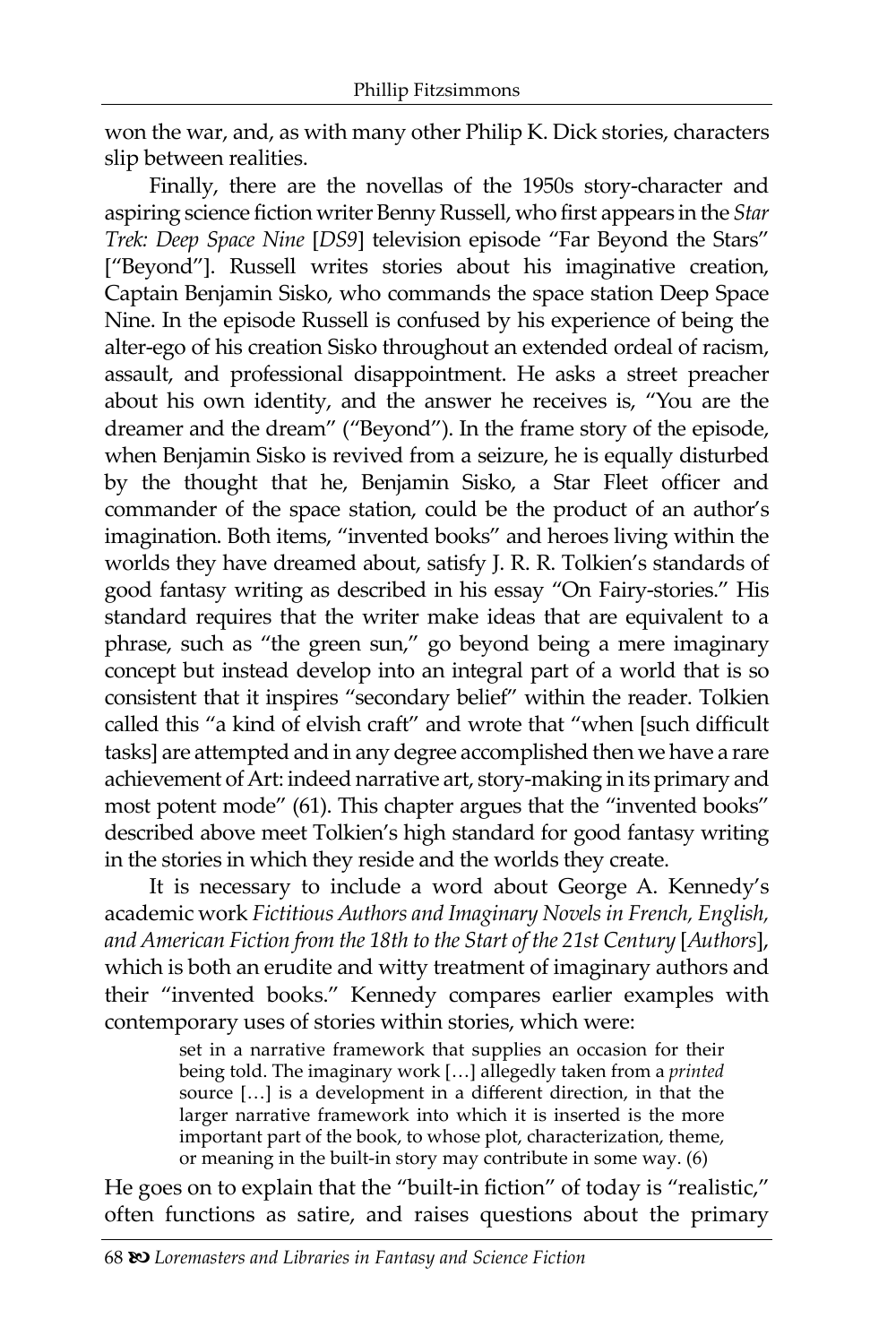won the war, and, as with many other Philip K. Dick stories, characters slip between realities.

Finally, there are the novellas of the 1950s story-character and aspiring science fiction writer Benny Russell, who first appears in the *Star Trek: Deep Space Nine* [*DS9*] television episode "Far Beyond the Stars" ["Beyond"]. Russell writes stories about his imaginative creation, Captain Benjamin Sisko, who commands the space station Deep Space Nine. In the episode Russell is confused by his experience of being the alter-ego of his creation Sisko throughout an extended ordeal of racism, assault, and professional disappointment. He asks a street preacher about his own identity, and the answer he receives is, "You are the dreamer and the dream" ("Beyond"). In the frame story of the episode, when Benjamin Sisko is revived from a seizure, he is equally disturbed by the thought that he, Benjamin Sisko, a Star Fleet officer and commander of the space station, could be the product of an author's imagination. Both items, "invented books" and heroes living within the worlds they have dreamed about, satisfy J. R. R. Tolkien's standards of good fantasy writing as described in his essay "On Fairy-stories." His standard requires that the writer make ideas that are equivalent to a phrase, such as "the green sun," go beyond being a mere imaginary concept but instead develop into an integral part of a world that is so consistent that it inspires "secondary belief" within the reader. Tolkien called this "a kind of elvish craft" and wrote that "when [such difficult tasks] are attempted and in any degree accomplished then we have a rare achievement of Art: indeed narrative art, story-making in its primary and most potent mode" (61). This chapter argues that the "invented books" described above meet Tolkien's high standard for good fantasy writing in the stories in which they reside and the worlds they create.

It is necessary to include a word about George A. Kennedy's academic work *Fictitious Authors and Imaginary Novels in French, English, and American Fiction from the 18th to the Start of the 21st Century* [*Authors*], which is both an erudite and witty treatment of imaginary authors and their "invented books." Kennedy compares earlier examples with contemporary uses of stories within stories, which were:

> set in a narrative framework that supplies an occasion for their being told. The imaginary work […] allegedly taken from a *printed* source […] is a development in a different direction, in that the larger narrative framework into which it is inserted is the more important part of the book, to whose plot, characterization, theme, or meaning in the built-in story may contribute in some way. (6)

He goes on to explain that the "built-in fiction" of today is "realistic," often functions as satire, and raises questions about the primary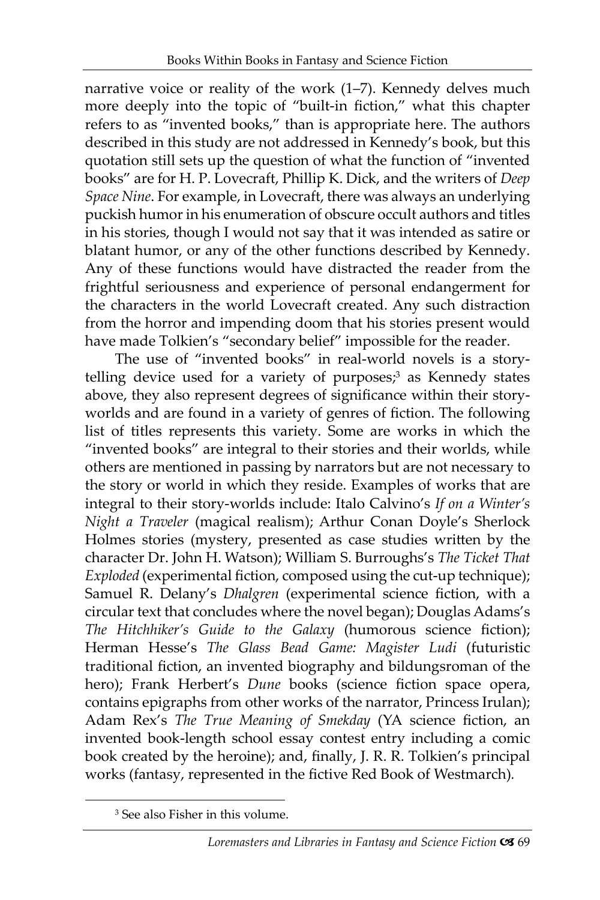narrative voice or reality of the work (1–7). Kennedy delves much more deeply into the topic of "built-in fiction," what this chapter refers to as "invented books," than is appropriate here. The authors described in this study are not addressed in Kennedy's book, but this quotation still sets up the question of what the function of "invented books" are for H. P. Lovecraft, Phillip K. Dick, and the writers of *Deep Space Nine*. For example, in Lovecraft, there was always an underlying puckish humor in his enumeration of obscure occult authors and titles in his stories, though I would not say that it was intended as satire or blatant humor, or any of the other functions described by Kennedy. Any of these functions would have distracted the reader from the frightful seriousness and experience of personal endangerment for the characters in the world Lovecraft created. Any such distraction from the horror and impending doom that his stories present would have made Tolkien's "secondary belief" impossible for the reader.

The use of "invented books" in real-world novels is a storytelling device used for a variety of purposes;[3] as Kennedy states above, they also represent degrees of significance within their story-worlds and are found in a variety of genres of fiction. The following list of titles represents this variety. Some are works in which the "invented books" are integral to their stories and their worlds, while others are mentioned in passing by narrators but are not necessary to the story or world in which they reside. Examples of works that are integral to their story-worlds include: Italo Calvino's *If on a Winter's Night a Traveler* (magical realism); Arthur Conan Doyle's Sherlock Holmes stories (mystery, presented as case studies written by the character Dr. John H. Watson); William S. Burroughs's *The Ticket That Exploded* (experimental fiction, composed using the cut-up technique); Samuel R. Delany's *Dhalgren* (experimental science fiction, with a circular text that concludes where the novel began); Douglas Adams's *The Hitchhiker's Guide to the Galaxy* (humorous science fiction); Herman Hesse's *The Glass Bead Game: Magister Ludi* (futuristic traditional fiction, an invented biography and bildungsroman of the hero); Frank Herbert's *Dune* books (science fiction space opera, contains epigraphs from other works of the narrator, Princess Irulan); Adam Rex's *The True Meaning of Smekday* (YA science fiction, an invented book-length school essay contest entry including a comic book created by the heroine); and, finally, J. R. R. Tolkien's principal works (fantasy, represented in the fictive Red Book of Westmarch).

[3] See also Fisher in this volume.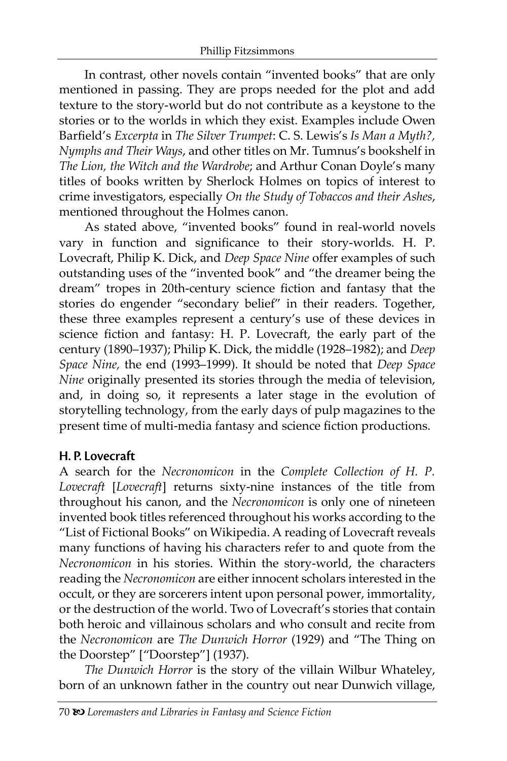In contrast, other novels contain "invented books" that are only mentioned in passing. They are props needed for the plot and add texture to the story-world but do not contribute as a keystone to the stories or to the worlds in which they exist. Examples include Owen Barfield's *Excerpta* in *The Silver Trumpet*: C. S. Lewis's *Is Man a Myth?, Nymphs and Their Ways*, and other titles on Mr. Tumnus's bookshelf in *The Lion, the Witch and the Wardrobe*; and Arthur Conan Doyle's many titles of books written by Sherlock Holmes on topics of interest to crime investigators, especially *On the Study of Tobaccos and their Ashes*, mentioned throughout the Holmes canon.

As stated above, "invented books" found in real-world novels vary in function and significance to their story-worlds. H. P. Lovecraft, Philip K. Dick, and *Deep Space Nine* offer examples of such outstanding uses of the "invented book" and "the dreamer being the dream" tropes in 20th-century science fiction and fantasy that the stories do engender "secondary belief" in their readers. Together, these three examples represent a century's use of these devices in science fiction and fantasy: H. P. Lovecraft, the early part of the century (1890–1937); Philip K. Dick, the middle (1928–1982); and *Deep Space Nine,* the end (1993–1999). It should be noted that *Deep Space Nine* originally presented its stories through the media of television, and, in doing so, it represents a later stage in the evolution of storytelling technology, from the early days of pulp magazines to the present time of multi-media fantasy and science fiction productions.

## H. P. Lovecraft

A search for the *Necronomicon* in the *Complete Collection of H. P. Lovecraft* [*Lovecraft*] returns sixty-nine instances of the title from throughout his canon, and the *Necronomicon* is only one of nineteen invented book titles referenced throughout his works according to the "List of Fictional Books" on Wikipedia. A reading of Lovecraft reveals many functions of having his characters refer to and quote from the *Necronomicon* in his stories. Within the story-world, the characters reading the *Necronomicon* are either innocent scholars interested in the occult, or they are sorcerers intent upon personal power, immortality, or the destruction of the world. Two of Lovecraft's stories that contain both heroic and villainous scholars and who consult and recite from the *Necronomicon* are *The Dunwich Horror* (1929) and "The Thing on the Doorstep" ["Doorstep"] (1937).

*The Dunwich Horror* is the story of the villain Wilbur Whateley, born of an unknown father in the country out near Dunwich village,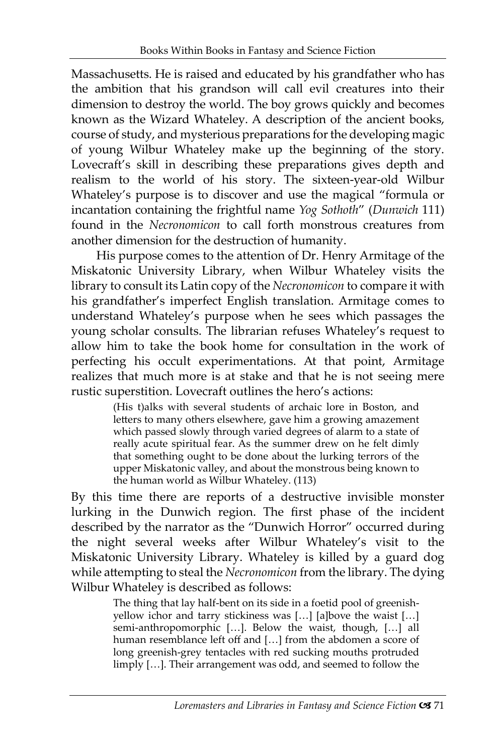Massachusetts. He is raised and educated by his grandfather who has the ambition that his grandson will call evil creatures into their dimension to destroy the world. The boy grows quickly and becomes known as the Wizard Whateley. A description of the ancient books, course of study, and mysterious preparations for the developing magic of young Wilbur Whateley make up the beginning of the story. Lovecraft's skill in describing these preparations gives depth and realism to the world of his story. The sixteen-year-old Wilbur Whateley's purpose is to discover and use the magical "formula or incantation containing the frightful name *Yog Sothoth*" (*Dunwich* 111) found in the *Necronomicon* to call forth monstrous creatures from another dimension for the destruction of humanity.

His purpose comes to the attention of Dr. Henry Armitage of the Miskatonic University Library, when Wilbur Whateley visits the library to consult its Latin copy of the *Necronomicon* to compare it with his grandfather's imperfect English translation. Armitage comes to understand Whateley's purpose when he sees which passages the young scholar consults. The librarian refuses Whateley's request to allow him to take the book home for consultation in the work of perfecting his occult experimentations. At that point, Armitage realizes that much more is at stake and that he is not seeing mere rustic superstition. Lovecraft outlines the hero's actions:

> (His t)alks with several students of archaic lore in Boston, and letters to many others elsewhere, gave him a growing amazement which passed slowly through varied degrees of alarm to a state of really acute spiritual fear. As the summer drew on he felt dimly that something ought to be done about the lurking terrors of the upper Miskatonic valley, and about the monstrous being known to the human world as Wilbur Whateley. (113)

By this time there are reports of a destructive invisible monster lurking in the Dunwich region. The first phase of the incident described by the narrator as the "Dunwich Horror" occurred during the night several weeks after Wilbur Whateley's visit to the Miskatonic University Library. Whateley is killed by a guard dog while attempting to steal the *Necronomicon* from the library. The dying Wilbur Whateley is described as follows:

> The thing that lay half-bent on its side in a foetid pool of greenish-yellow ichor and tarry stickiness was […] [a]bove the waist […] semi-anthropomorphic […]. Below the waist, though, […] all human resemblance left off and […] from the abdomen a score of long greenish-grey tentacles with red sucking mouths protruded limply […]. Their arrangement was odd, and seemed to follow the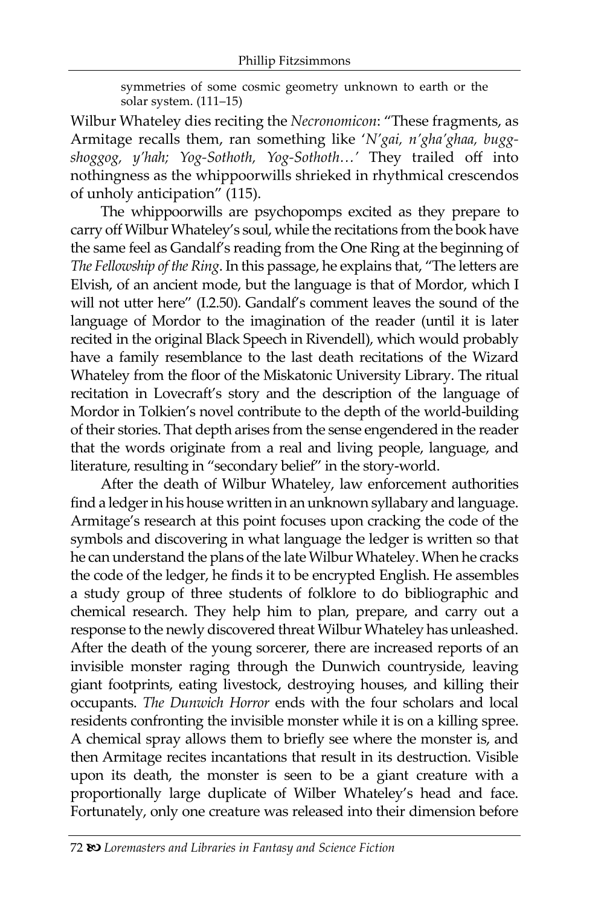> symmetries of some cosmic geometry unknown to earth or the solar system. (111–15)

Wilbur Whateley dies reciting the *Necronomicon*: "These fragments, as Armitage recalls them, ran something like '*N'gai, n'gha'ghaa, bugg-shoggog, y'hah; Yog-Sothoth, Yog-Sothoth…'* They trailed off into nothingness as the whippoorwills shrieked in rhythmical crescendos of unholy anticipation" (115).

The whippoorwills are psychopomps excited as they prepare to carry off Wilbur Whateley's soul, while the recitations from the book have the same feel as Gandalf's reading from the One Ring at the beginning of *The Fellowship of the Ring*. In this passage, he explains that, "The letters are Elvish, of an ancient mode, but the language is that of Mordor, which I will not utter here" (I.2.50). Gandalf's comment leaves the sound of the language of Mordor to the imagination of the reader (until it is later recited in the original Black Speech in Rivendell), which would probably have a family resemblance to the last death recitations of the Wizard Whateley from the floor of the Miskatonic University Library. The ritual recitation in Lovecraft's story and the description of the language of Mordor in Tolkien's novel contribute to the depth of the world-building of their stories. That depth arises from the sense engendered in the reader that the words originate from a real and living people, language, and literature, resulting in "secondary belief" in the story-world.

After the death of Wilbur Whateley, law enforcement authorities find a ledger in his house written in an unknown syllabary and language. Armitage's research at this point focuses upon cracking the code of the symbols and discovering in what language the ledger is written so that he can understand the plans of the late Wilbur Whateley. When he cracks the code of the ledger, he finds it to be encrypted English. He assembles a study group of three students of folklore to do bibliographic and chemical research. They help him to plan, prepare, and carry out a response to the newly discovered threat Wilbur Whateley has unleashed. After the death of the young sorcerer, there are increased reports of an invisible monster raging through the Dunwich countryside, leaving giant footprints, eating livestock, destroying houses, and killing their occupants. *The Dunwich Horror* ends with the four scholars and local residents confronting the invisible monster while it is on a killing spree. A chemical spray allows them to briefly see where the monster is, and then Armitage recites incantations that result in its destruction. Visible upon its death, the monster is seen to be a giant creature with a proportionally large duplicate of Wilber Whateley's head and face. Fortunately, only one creature was released into their dimension before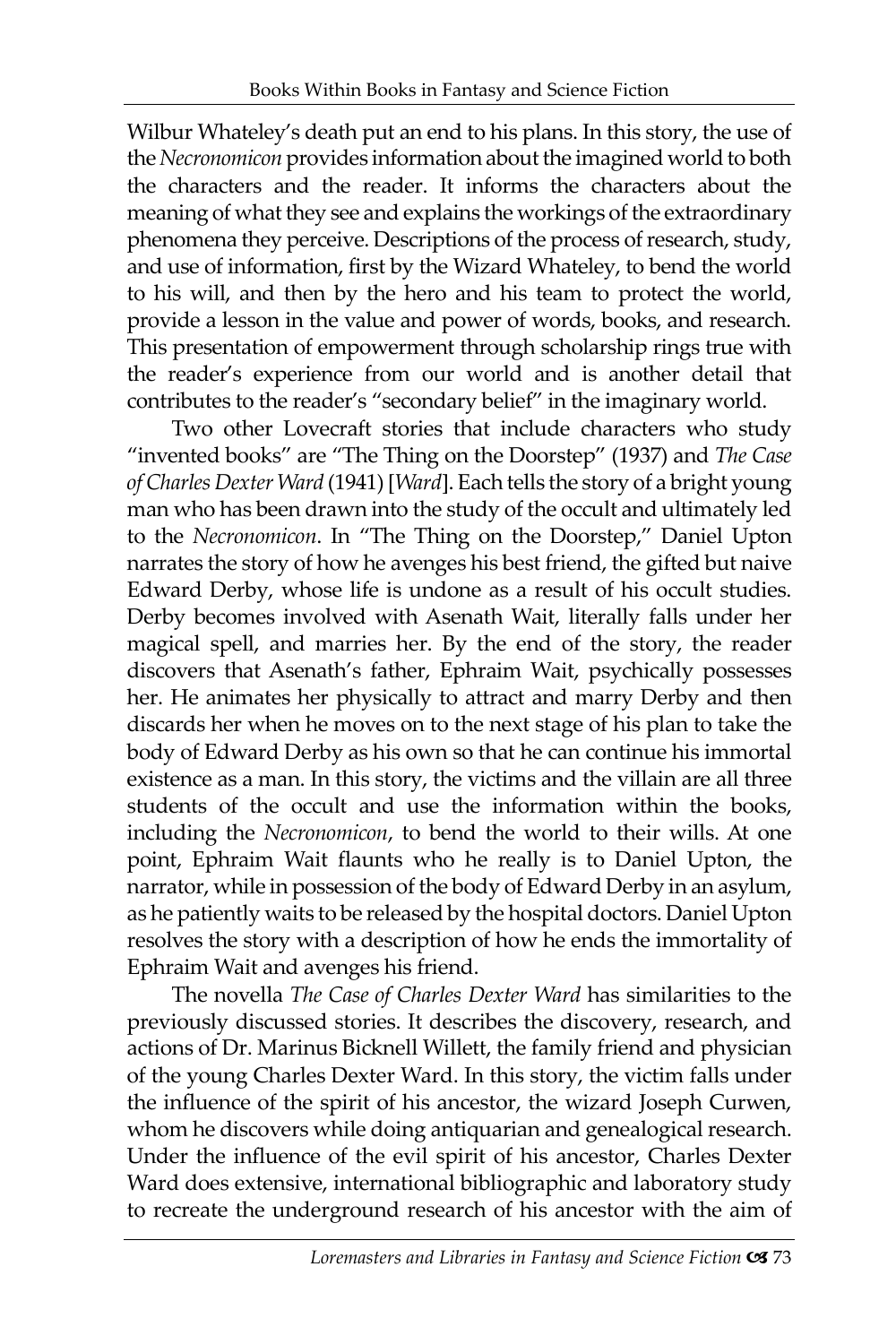Wilbur Whateley's death put an end to his plans. In this story, the use of the *Necronomicon* provides information about the imagined world to both the characters and the reader. It informs the characters about the meaning of what they see and explains the workings of the extraordinary phenomena they perceive. Descriptions of the process of research, study, and use of information, first by the Wizard Whateley, to bend the world to his will, and then by the hero and his team to protect the world, provide a lesson in the value and power of words, books, and research. This presentation of empowerment through scholarship rings true with the reader's experience from our world and is another detail that contributes to the reader's "secondary belief" in the imaginary world.

Two other Lovecraft stories that include characters who study "invented books" are "The Thing on the Doorstep" (1937) and *The Case of Charles Dexter Ward* (1941) [*Ward*]. Each tells the story of a bright young man who has been drawn into the study of the occult and ultimately led to the *Necronomicon*. In "The Thing on the Doorstep," Daniel Upton narrates the story of how he avenges his best friend, the gifted but naive Edward Derby, whose life is undone as a result of his occult studies. Derby becomes involved with Asenath Wait, literally falls under her magical spell, and marries her. By the end of the story, the reader discovers that Asenath's father, Ephraim Wait, psychically possesses her. He animates her physically to attract and marry Derby and then discards her when he moves on to the next stage of his plan to take the body of Edward Derby as his own so that he can continue his immortal existence as a man. In this story, the victims and the villain are all three students of the occult and use the information within the books, including the *Necronomicon*, to bend the world to their wills. At one point, Ephraim Wait flaunts who he really is to Daniel Upton, the narrator, while in possession of the body of Edward Derby in an asylum, as he patiently waits to be released by the hospital doctors. Daniel Upton resolves the story with a description of how he ends the immortality of Ephraim Wait and avenges his friend.

The novella *The Case of Charles Dexter Ward* has similarities to the previously discussed stories. It describes the discovery, research, and actions of Dr. Marinus Bicknell Willett, the family friend and physician of the young Charles Dexter Ward. In this story, the victim falls under the influence of the spirit of his ancestor, the wizard Joseph Curwen, whom he discovers while doing antiquarian and genealogical research. Under the influence of the evil spirit of his ancestor, Charles Dexter Ward does extensive, international bibliographic and laboratory study to recreate the underground research of his ancestor with the aim of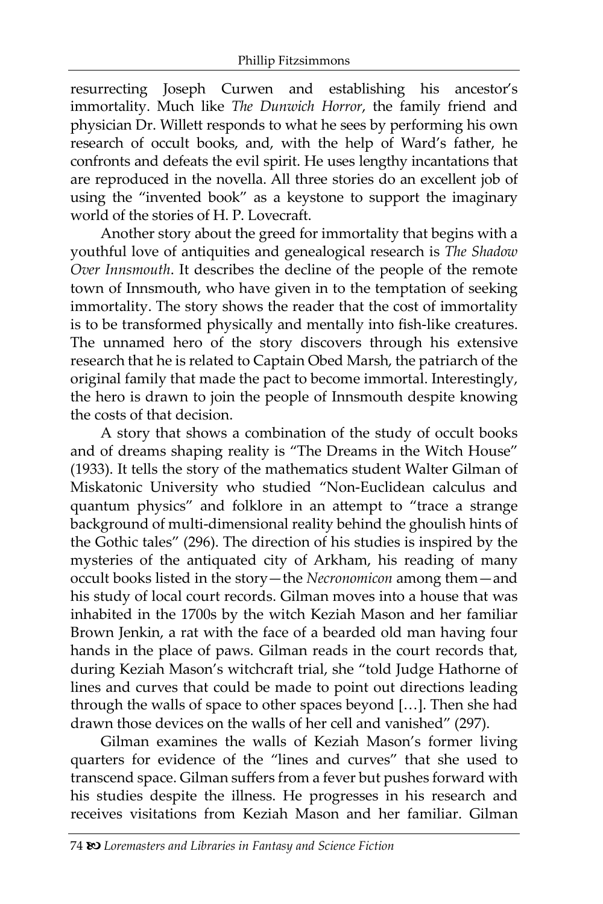resurrecting Joseph Curwen and establishing his ancestor's immortality. Much like *The Dunwich Horror*, the family friend and physician Dr. Willett responds to what he sees by performing his own research of occult books, and, with the help of Ward's father, he confronts and defeats the evil spirit. He uses lengthy incantations that are reproduced in the novella. All three stories do an excellent job of using the "invented book" as a keystone to support the imaginary world of the stories of H. P. Lovecraft.

Another story about the greed for immortality that begins with a youthful love of antiquities and genealogical research is *The Shadow Over Innsmouth*. It describes the decline of the people of the remote town of Innsmouth, who have given in to the temptation of seeking immortality. The story shows the reader that the cost of immortality is to be transformed physically and mentally into fish-like creatures. The unnamed hero of the story discovers through his extensive research that he is related to Captain Obed Marsh, the patriarch of the original family that made the pact to become immortal. Interestingly, the hero is drawn to join the people of Innsmouth despite knowing the costs of that decision.

A story that shows a combination of the study of occult books and of dreams shaping reality is "The Dreams in the Witch House" (1933). It tells the story of the mathematics student Walter Gilman of Miskatonic University who studied "Non-Euclidean calculus and quantum physics" and folklore in an attempt to "trace a strange background of multi-dimensional reality behind the ghoulish hints of the Gothic tales" (296). The direction of his studies is inspired by the mysteries of the antiquated city of Arkham, his reading of many occult books listed in the story—the *Necronomicon* among them—and his study of local court records. Gilman moves into a house that was inhabited in the 1700s by the witch Keziah Mason and her familiar Brown Jenkin, a rat with the face of a bearded old man having four hands in the place of paws. Gilman reads in the court records that, during Keziah Mason's witchcraft trial, she "told Judge Hathorne of lines and curves that could be made to point out directions leading through the walls of space to other spaces beyond […]. Then she had drawn those devices on the walls of her cell and vanished" (297).

Gilman examines the walls of Keziah Mason's former living quarters for evidence of the "lines and curves" that she used to transcend space. Gilman suffers from a fever but pushes forward with his studies despite the illness. He progresses in his research and receives visitations from Keziah Mason and her familiar. Gilman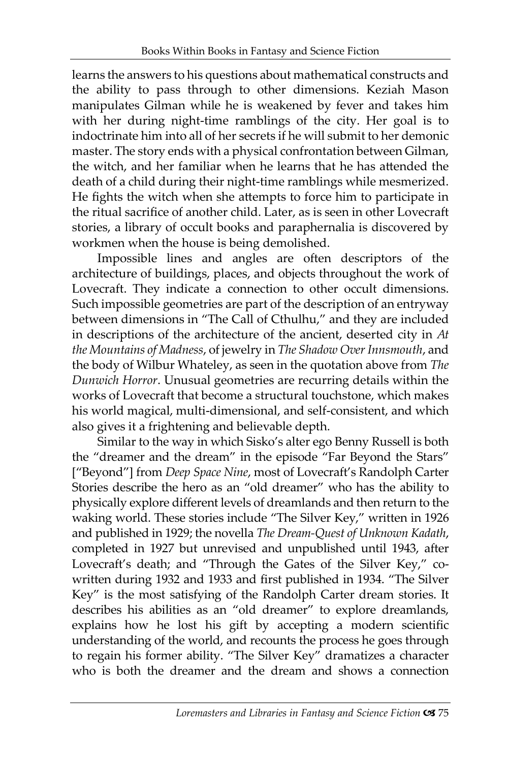learns the answers to his questions about mathematical constructs and the ability to pass through to other dimensions. Keziah Mason manipulates Gilman while he is weakened by fever and takes him with her during night-time ramblings of the city. Her goal is to indoctrinate him into all of her secrets if he will submit to her demonic master. The story ends with a physical confrontation between Gilman, the witch, and her familiar when he learns that he has attended the death of a child during their night-time ramblings while mesmerized. He fights the witch when she attempts to force him to participate in the ritual sacrifice of another child. Later, as is seen in other Lovecraft stories, a library of occult books and paraphernalia is discovered by workmen when the house is being demolished.

Impossible lines and angles are often descriptors of the architecture of buildings, places, and objects throughout the work of Lovecraft. They indicate a connection to other occult dimensions. Such impossible geometries are part of the description of an entryway between dimensions in "The Call of Cthulhu," and they are included in descriptions of the architecture of the ancient, deserted city in *At the Mountains of Madness*, of jewelry in *The Shadow Over Innsmouth*, and the body of Wilbur Whateley, as seen in the quotation above from *The Dunwich Horror*. Unusual geometries are recurring details within the works of Lovecraft that become a structural touchstone, which makes his world magical, multi-dimensional, and self-consistent, and which also gives it a frightening and believable depth.

Similar to the way in which Sisko's alter ego Benny Russell is both the "dreamer and the dream" in the episode "Far Beyond the Stars" ["Beyond"] from *Deep Space Nine*, most of Lovecraft's Randolph Carter Stories describe the hero as an "old dreamer" who has the ability to physically explore different levels of dreamlands and then return to the waking world. These stories include "The Silver Key," written in 1926 and published in 1929; the novella *The Dream-Quest of Unknown Kadath*, completed in 1927 but unrevised and unpublished until 1943, after Lovecraft's death; and "Through the Gates of the Silver Key," co-written during 1932 and 1933 and first published in 1934. "The Silver Key" is the most satisfying of the Randolph Carter dream stories. It describes his abilities as an "old dreamer" to explore dreamlands, explains how he lost his gift by accepting a modern scientific understanding of the world, and recounts the process he goes through to regain his former ability. "The Silver Key" dramatizes a character who is both the dreamer and the dream and shows a connection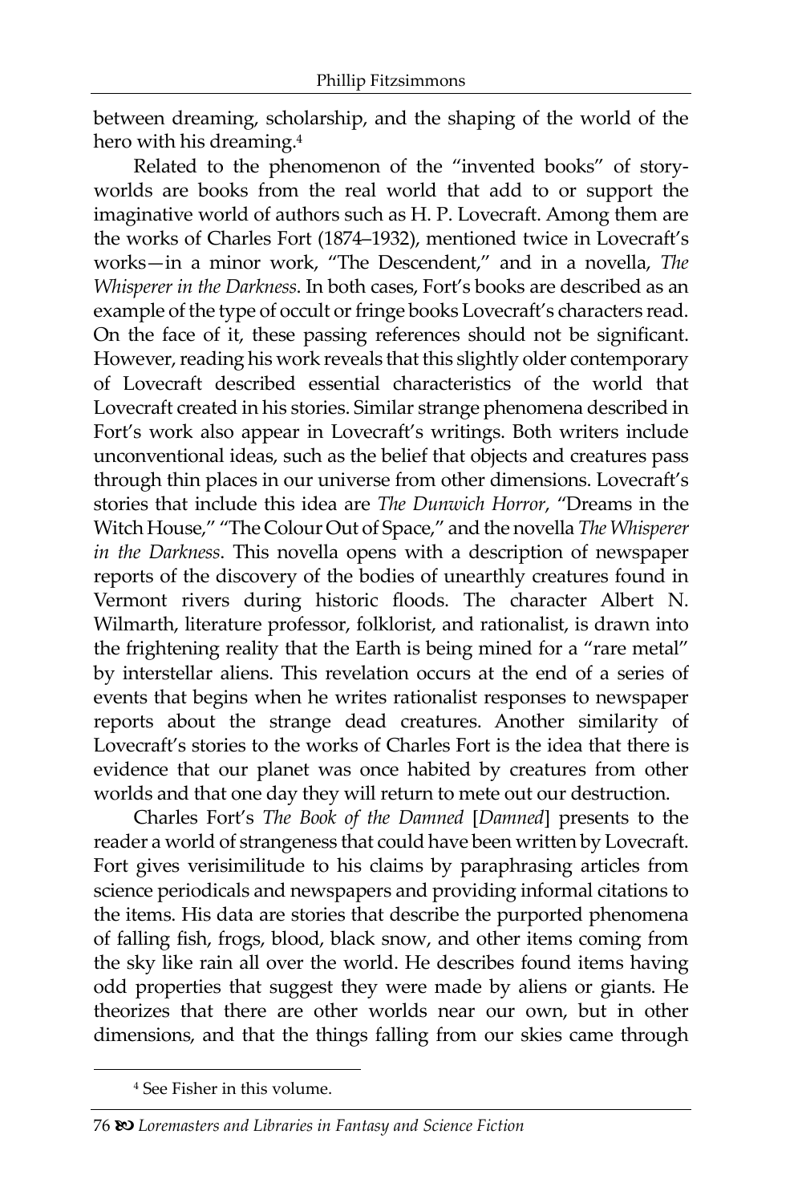between dreaming, scholarship, and the shaping of the world of the hero with his dreaming.[4]

Related to the phenomenon of the "invented books" of story-worlds are books from the real world that add to or support the imaginative world of authors such as H. P. Lovecraft. Among them are the works of Charles Fort (1874–1932), mentioned twice in Lovecraft's works—in a minor work, "The Descendent," and in a novella, *The Whisperer in the Darkness*. In both cases, Fort's books are described as an example of the type of occult or fringe books Lovecraft's characters read. On the face of it, these passing references should not be significant. However, reading his work reveals that this slightly older contemporary of Lovecraft described essential characteristics of the world that Lovecraft created in his stories. Similar strange phenomena described in Fort's work also appear in Lovecraft's writings. Both writers include unconventional ideas, such as the belief that objects and creatures pass through thin places in our universe from other dimensions. Lovecraft's stories that include this idea are *The Dunwich Horror*, "Dreams in the Witch House," "The Colour Out of Space," and the novella *The Whisperer in the Darkness*. This novella opens with a description of newspaper reports of the discovery of the bodies of unearthly creatures found in Vermont rivers during historic floods. The character Albert N. Wilmarth, literature professor, folklorist, and rationalist, is drawn into the frightening reality that the Earth is being mined for a "rare metal" by interstellar aliens. This revelation occurs at the end of a series of events that begins when he writes rationalist responses to newspaper reports about the strange dead creatures. Another similarity of Lovecraft's stories to the works of Charles Fort is the idea that there is evidence that our planet was once habited by creatures from other worlds and that one day they will return to mete out our destruction.

Charles Fort's *The Book of the Damned* [*Damned*] presents to the reader a world of strangeness that could have been written by Lovecraft. Fort gives verisimilitude to his claims by paraphrasing articles from science periodicals and newspapers and providing informal citations to the items. His data are stories that describe the purported phenomena of falling fish, frogs, blood, black snow, and other items coming from the sky like rain all over the world. He describes found items having odd properties that suggest they were made by aliens or giants. He theorizes that there are other worlds near our own, but in other dimensions, and that the things falling from our skies came through

[4] See Fisher in this volume.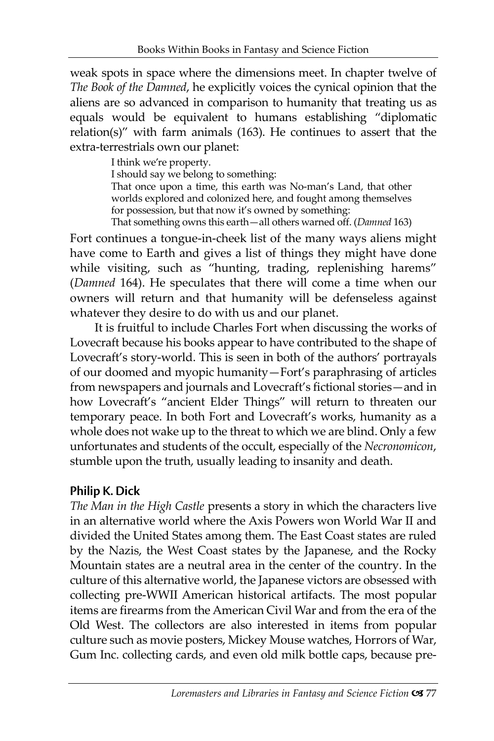weak spots in space where the dimensions meet. In chapter twelve of *The Book of the Damned*, he explicitly voices the cynical opinion that the aliens are so advanced in comparison to humanity that treating us as equals would be equivalent to humans establishing "diplomatic relation(s)" with farm animals (163). He continues to assert that the extra-terrestrials own our planet:

> I think we're property.
> I should say we belong to something:
> That once upon a time, this earth was No-man's Land, that other worlds explored and colonized here, and fought among themselves for possession, but that now it's owned by something:
> That something owns this earth—all others warned off. (*Damned* 163)

Fort continues a tongue-in-cheek list of the many ways aliens might have come to Earth and gives a list of things they might have done while visiting, such as "hunting, trading, replenishing harems" (*Damned* 164). He speculates that there will come a time when our owners will return and that humanity will be defenseless against whatever they desire to do with us and our planet.

It is fruitful to include Charles Fort when discussing the works of Lovecraft because his books appear to have contributed to the shape of Lovecraft's story-world. This is seen in both of the authors' portrayals of our doomed and myopic humanity—Fort's paraphrasing of articles from newspapers and journals and Lovecraft's fictional stories—and in how Lovecraft's "ancient Elder Things" will return to threaten our temporary peace. In both Fort and Lovecraft's works, humanity as a whole does not wake up to the threat to which we are blind. Only a few unfortunates and students of the occult, especially of the *Necronomicon*, stumble upon the truth, usually leading to insanity and death.

### Philip K. Dick

*The Man in the High Castle* presents a story in which the characters live in an alternative world where the Axis Powers won World War II and divided the United States among them. The East Coast states are ruled by the Nazis, the West Coast states by the Japanese, and the Rocky Mountain states are a neutral area in the center of the country. In the culture of this alternative world, the Japanese victors are obsessed with collecting pre-WWII American historical artifacts. The most popular items are firearms from the American Civil War and from the era of the Old West. The collectors are also interested in items from popular culture such as movie posters, Mickey Mouse watches, Horrors of War, Gum Inc. collecting cards, and even old milk bottle caps, because pre-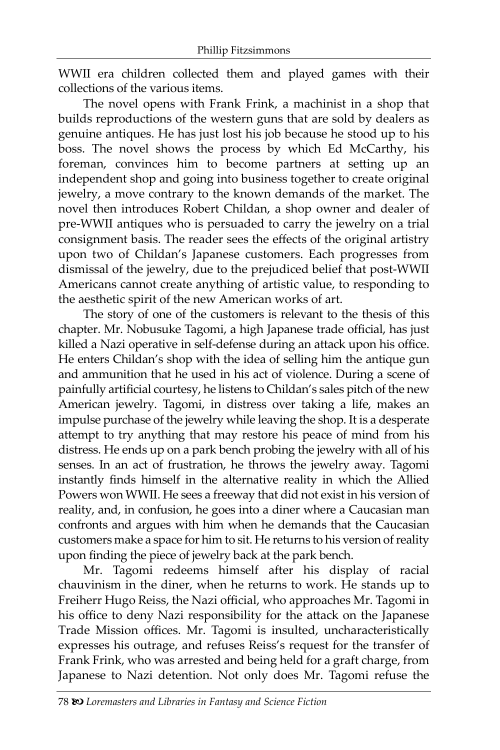WWII era children collected them and played games with their collections of the various items.

The novel opens with Frank Frink, a machinist in a shop that builds reproductions of the western guns that are sold by dealers as genuine antiques. He has just lost his job because he stood up to his boss. The novel shows the process by which Ed McCarthy, his foreman, convinces him to become partners at setting up an independent shop and going into business together to create original jewelry, a move contrary to the known demands of the market. The novel then introduces Robert Childan, a shop owner and dealer of pre-WWII antiques who is persuaded to carry the jewelry on a trial consignment basis. The reader sees the effects of the original artistry upon two of Childan's Japanese customers. Each progresses from dismissal of the jewelry, due to the prejudiced belief that post-WWII Americans cannot create anything of artistic value, to responding to the aesthetic spirit of the new American works of art.

The story of one of the customers is relevant to the thesis of this chapter. Mr. Nobusuke Tagomi, a high Japanese trade official, has just killed a Nazi operative in self-defense during an attack upon his office. He enters Childan's shop with the idea of selling him the antique gun and ammunition that he used in his act of violence. During a scene of painfully artificial courtesy, he listens to Childan's sales pitch of the new American jewelry. Tagomi, in distress over taking a life, makes an impulse purchase of the jewelry while leaving the shop. It is a desperate attempt to try anything that may restore his peace of mind from his distress. He ends up on a park bench probing the jewelry with all of his senses. In an act of frustration, he throws the jewelry away. Tagomi instantly finds himself in the alternative reality in which the Allied Powers won WWII. He sees a freeway that did not exist in his version of reality, and, in confusion, he goes into a diner where a Caucasian man confronts and argues with him when he demands that the Caucasian customers make a space for him to sit. He returns to his version of reality upon finding the piece of jewelry back at the park bench.

Mr. Tagomi redeems himself after his display of racial chauvinism in the diner, when he returns to work. He stands up to Freiherr Hugo Reiss, the Nazi official, who approaches Mr. Tagomi in his office to deny Nazi responsibility for the attack on the Japanese Trade Mission offices. Mr. Tagomi is insulted, uncharacteristically expresses his outrage, and refuses Reiss's request for the transfer of Frank Frink, who was arrested and being held for a graft charge, from Japanese to Nazi detention. Not only does Mr. Tagomi refuse the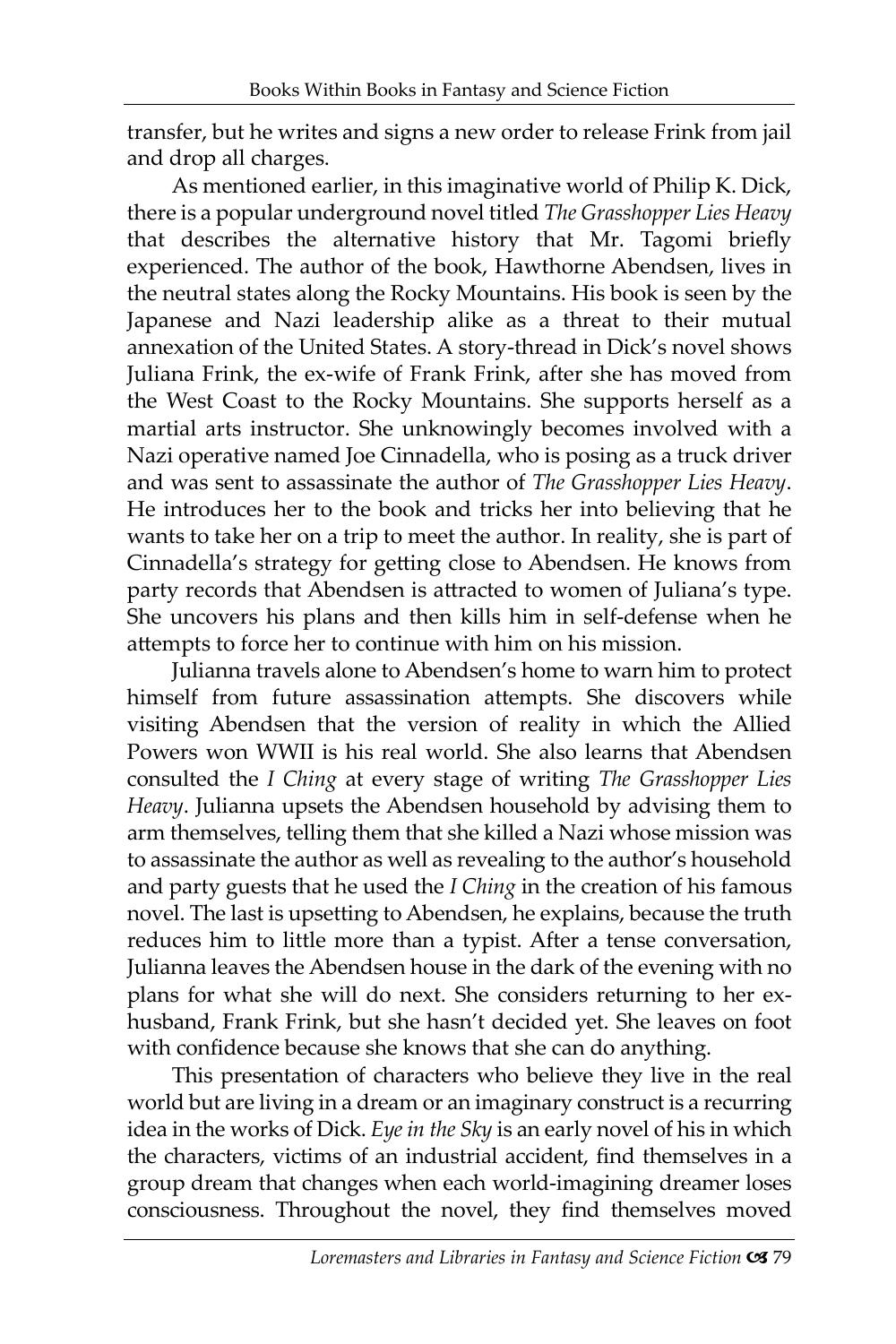transfer, but he writes and signs a new order to release Frink from jail and drop all charges.

As mentioned earlier, in this imaginative world of Philip K. Dick, there is a popular underground novel titled *The Grasshopper Lies Heavy* that describes the alternative history that Mr. Tagomi briefly experienced. The author of the book, Hawthorne Abendsen, lives in the neutral states along the Rocky Mountains. His book is seen by the Japanese and Nazi leadership alike as a threat to their mutual annexation of the United States. A story-thread in Dick's novel shows Juliana Frink, the ex-wife of Frank Frink, after she has moved from the West Coast to the Rocky Mountains. She supports herself as a martial arts instructor. She unknowingly becomes involved with a Nazi operative named Joe Cinnadella, who is posing as a truck driver and was sent to assassinate the author of *The Grasshopper Lies Heavy*. He introduces her to the book and tricks her into believing that he wants to take her on a trip to meet the author. In reality, she is part of Cinnadella's strategy for getting close to Abendsen. He knows from party records that Abendsen is attracted to women of Juliana's type. She uncovers his plans and then kills him in self-defense when he attempts to force her to continue with him on his mission.

Julianna travels alone to Abendsen's home to warn him to protect himself from future assassination attempts. She discovers while visiting Abendsen that the version of reality in which the Allied Powers won WWII is his real world. She also learns that Abendsen consulted the *I Ching* at every stage of writing *The Grasshopper Lies Heavy*. Julianna upsets the Abendsen household by advising them to arm themselves, telling them that she killed a Nazi whose mission was to assassinate the author as well as revealing to the author's household and party guests that he used the *I Ching* in the creation of his famous novel. The last is upsetting to Abendsen, he explains, because the truth reduces him to little more than a typist. After a tense conversation, Julianna leaves the Abendsen house in the dark of the evening with no plans for what she will do next. She considers returning to her ex-husband, Frank Frink, but she hasn't decided yet. She leaves on foot with confidence because she knows that she can do anything.

This presentation of characters who believe they live in the real world but are living in a dream or an imaginary construct is a recurring idea in the works of Dick. *Eye in the Sky* is an early novel of his in which the characters, victims of an industrial accident, find themselves in a group dream that changes when each world-imagining dreamer loses consciousness. Throughout the novel, they find themselves moved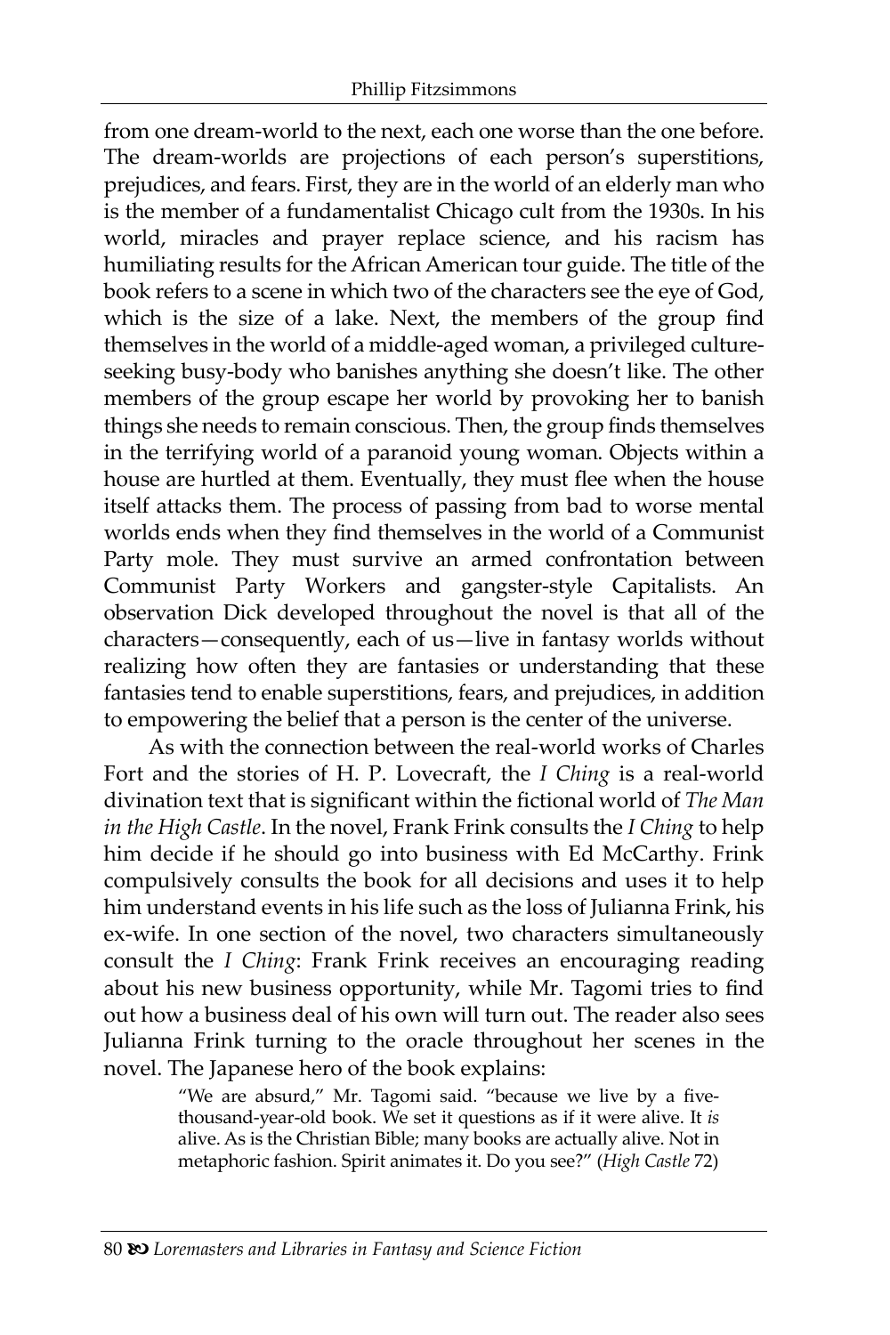from one dream-world to the next, each one worse than the one before. The dream-worlds are projections of each person's superstitions, prejudices, and fears. First, they are in the world of an elderly man who is the member of a fundamentalist Chicago cult from the 1930s. In his world, miracles and prayer replace science, and his racism has humiliating results for the African American tour guide. The title of the book refers to a scene in which two of the characters see the eye of God, which is the size of a lake. Next, the members of the group find themselves in the world of a middle-aged woman, a privileged culture-seeking busy-body who banishes anything she doesn't like. The other members of the group escape her world by provoking her to banish things she needs to remain conscious. Then, the group finds themselves in the terrifying world of a paranoid young woman. Objects within a house are hurtled at them. Eventually, they must flee when the house itself attacks them. The process of passing from bad to worse mental worlds ends when they find themselves in the world of a Communist Party mole. They must survive an armed confrontation between Communist Party Workers and gangster-style Capitalists. An observation Dick developed throughout the novel is that all of the characters—consequently, each of us—live in fantasy worlds without realizing how often they are fantasies or understanding that these fantasies tend to enable superstitions, fears, and prejudices, in addition to empowering the belief that a person is the center of the universe.

As with the connection between the real-world works of Charles Fort and the stories of H. P. Lovecraft, the *I Ching* is a real-world divination text that is significant within the fictional world of *The Man in the High Castle*. In the novel, Frank Frink consults the *I Ching* to help him decide if he should go into business with Ed McCarthy. Frink compulsively consults the book for all decisions and uses it to help him understand events in his life such as the loss of Julianna Frink, his ex-wife. In one section of the novel, two characters simultaneously consult the *I Ching*: Frank Frink receives an encouraging reading about his new business opportunity, while Mr. Tagomi tries to find out how a business deal of his own will turn out. The reader also sees Julianna Frink turning to the oracle throughout her scenes in the novel. The Japanese hero of the book explains:

> "We are absurd," Mr. Tagomi said. "because we live by a five-thousand-year-old book. We set it questions as if it were alive. It *is* alive. As is the Christian Bible; many books are actually alive. Not in metaphoric fashion. Spirit animates it. Do you see?" (*High Castle* 72)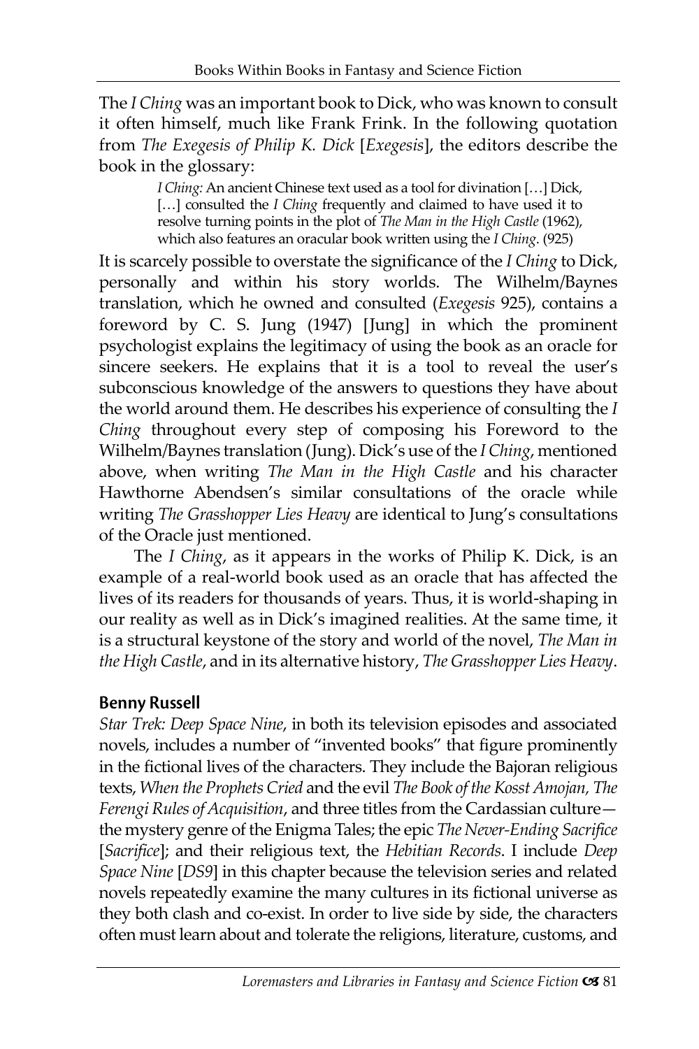The *I Ching* was an important book to Dick, who was known to consult it often himself, much like Frank Frink. In the following quotation from *The Exegesis of Philip K. Dick* [*Exegesis*], the editors describe the book in the glossary:

> *I Ching:* An ancient Chinese text used as a tool for divination […] Dick, […] consulted the *I Ching* frequently and claimed to have used it to resolve turning points in the plot of *The Man in the High Castle* (1962), which also features an oracular book written using the *I Ching*. (925)

It is scarcely possible to overstate the significance of the *I Ching* to Dick, personally and within his story worlds. The Wilhelm/Baynes translation, which he owned and consulted (*Exegesis* 925), contains a foreword by C. S. Jung (1947) [Jung] in which the prominent psychologist explains the legitimacy of using the book as an oracle for sincere seekers. He explains that it is a tool to reveal the user's subconscious knowledge of the answers to questions they have about the world around them. He describes his experience of consulting the *I Ching* throughout every step of composing his Foreword to the Wilhelm/Baynes translation (Jung). Dick's use of the *I Ching*, mentioned above, when writing *The Man in the High Castle* and his character Hawthorne Abendsen's similar consultations of the oracle while writing *The Grasshopper Lies Heavy* are identical to Jung's consultations of the Oracle just mentioned.

The *I Ching*, as it appears in the works of Philip K. Dick, is an example of a real-world book used as an oracle that has affected the lives of its readers for thousands of years. Thus, it is world-shaping in our reality as well as in Dick's imagined realities. At the same time, it is a structural keystone of the story and world of the novel, *The Man in the High Castle*, and in its alternative history, *The Grasshopper Lies Heavy*.

## Benny Russell

*Star Trek: Deep Space Nine*, in both its television episodes and associated novels, includes a number of "invented books" that figure prominently in the fictional lives of the characters. They include the Bajoran religious texts, *When the Prophets Cried* and the evil *The Book of the Kosst Amojan, The Ferengi Rules of Acquisition*, and three titles from the Cardassian culture—the mystery genre of the Enigma Tales; the epic *The Never-Ending Sacrifice* [*Sacrifice*]; and their religious text, the *Hebitian Records*. I include *Deep Space Nine* [*DS9*] in this chapter because the television series and related novels repeatedly examine the many cultures in its fictional universe as they both clash and co-exist. In order to live side by side, the characters often must learn about and tolerate the religions, literature, customs, and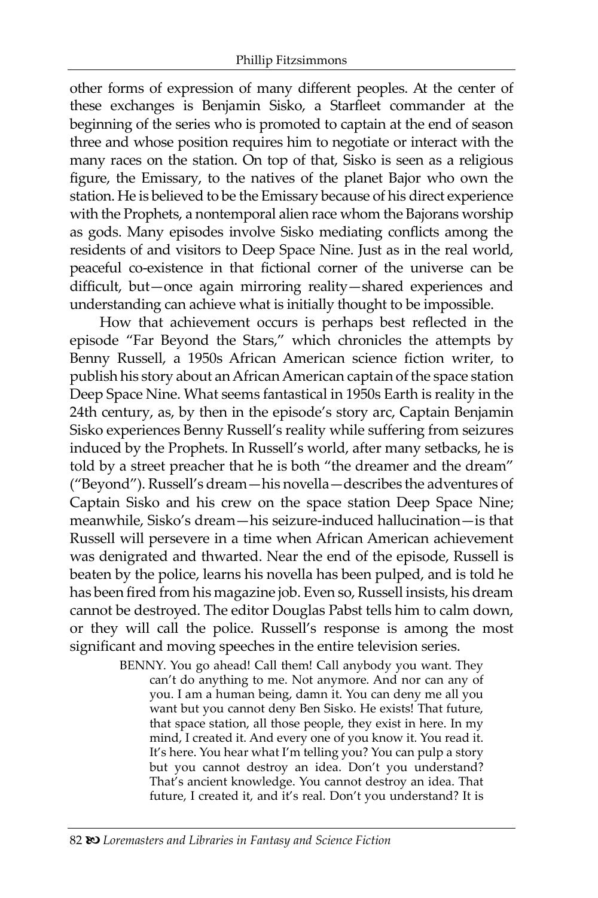other forms of expression of many different peoples. At the center of these exchanges is Benjamin Sisko, a Starfleet commander at the beginning of the series who is promoted to captain at the end of season three and whose position requires him to negotiate or interact with the many races on the station. On top of that, Sisko is seen as a religious figure, the Emissary, to the natives of the planet Bajor who own the station. He is believed to be the Emissary because of his direct experience with the Prophets, a nontemporal alien race whom the Bajorans worship as gods. Many episodes involve Sisko mediating conflicts among the residents of and visitors to Deep Space Nine. Just as in the real world, peaceful co-existence in that fictional corner of the universe can be difficult, but—once again mirroring reality—shared experiences and understanding can achieve what is initially thought to be impossible.

How that achievement occurs is perhaps best reflected in the episode "Far Beyond the Stars," which chronicles the attempts by Benny Russell, a 1950s African American science fiction writer, to publish his story about an African American captain of the space station Deep Space Nine. What seems fantastical in 1950s Earth is reality in the 24th century, as, by then in the episode's story arc, Captain Benjamin Sisko experiences Benny Russell's reality while suffering from seizures induced by the Prophets. In Russell's world, after many setbacks, he is told by a street preacher that he is both "the dreamer and the dream" ("Beyond"). Russell's dream—his novella—describes the adventures of Captain Sisko and his crew on the space station Deep Space Nine; meanwhile, Sisko's dream—his seizure-induced hallucination—is that Russell will persevere in a time when African American achievement was denigrated and thwarted. Near the end of the episode, Russell is beaten by the police, learns his novella has been pulped, and is told he has been fired from his magazine job. Even so, Russell insists, his dream cannot be destroyed. The editor Douglas Pabst tells him to calm down, or they will call the police. Russell's response is among the most significant and moving speeches in the entire television series.

> BENNY. You go ahead! Call them! Call anybody you want. They can't do anything to me. Not anymore. And nor can any of you. I am a human being, damn it. You can deny me all you want but you cannot deny Ben Sisko. He exists! That future, that space station, all those people, they exist in here. In my mind, I created it. And every one of you know it. You read it. It's here. You hear what I'm telling you? You can pulp a story but you cannot destroy an idea. Don't you understand? That's ancient knowledge. You cannot destroy an idea. That future, I created it, and it's real. Don't you understand? It is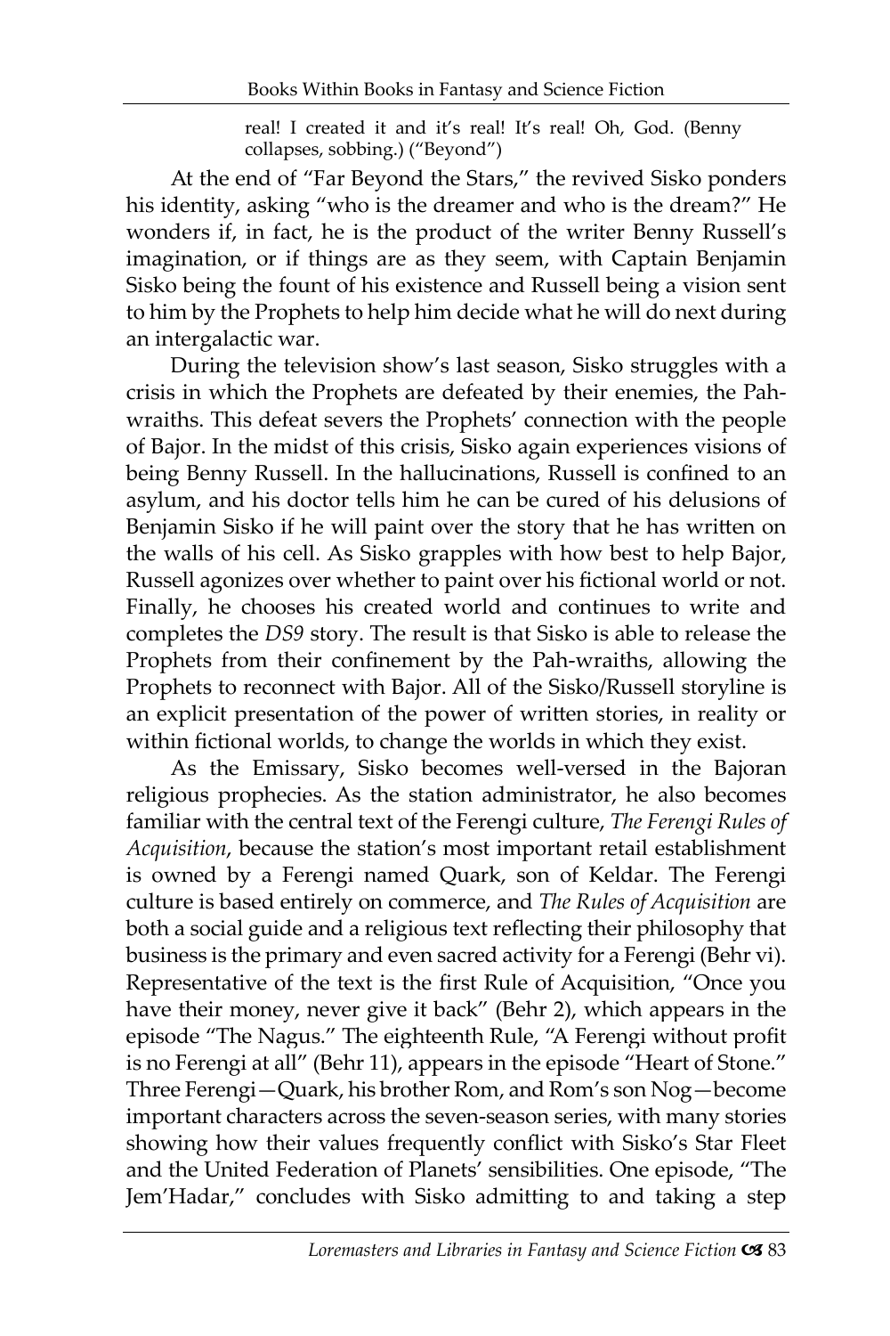> real! I created it and it's real! It's real! Oh, God. (Benny collapses, sobbing.) ("Beyond")

At the end of "Far Beyond the Stars," the revived Sisko ponders his identity, asking "who is the dreamer and who is the dream?" He wonders if, in fact, he is the product of the writer Benny Russell's imagination, or if things are as they seem, with Captain Benjamin Sisko being the fount of his existence and Russell being a vision sent to him by the Prophets to help him decide what he will do next during an intergalactic war.

During the television show's last season, Sisko struggles with a crisis in which the Prophets are defeated by their enemies, the Pah-wraiths. This defeat severs the Prophets' connection with the people of Bajor. In the midst of this crisis, Sisko again experiences visions of being Benny Russell. In the hallucinations, Russell is confined to an asylum, and his doctor tells him he can be cured of his delusions of Benjamin Sisko if he will paint over the story that he has written on the walls of his cell. As Sisko grapples with how best to help Bajor, Russell agonizes over whether to paint over his fictional world or not. Finally, he chooses his created world and continues to write and completes the *DS9* story. The result is that Sisko is able to release the Prophets from their confinement by the Pah-wraiths, allowing the Prophets to reconnect with Bajor. All of the Sisko/Russell storyline is an explicit presentation of the power of written stories, in reality or within fictional worlds, to change the worlds in which they exist.

As the Emissary, Sisko becomes well-versed in the Bajoran religious prophecies. As the station administrator, he also becomes familiar with the central text of the Ferengi culture, *The Ferengi Rules of Acquisition*, because the station's most important retail establishment is owned by a Ferengi named Quark, son of Keldar. The Ferengi culture is based entirely on commerce, and *The Rules of Acquisition* are both a social guide and a religious text reflecting their philosophy that business is the primary and even sacred activity for a Ferengi (Behr vi). Representative of the text is the first Rule of Acquisition, "Once you have their money, never give it back" (Behr 2), which appears in the episode "The Nagus." The eighteenth Rule, "A Ferengi without profit is no Ferengi at all" (Behr 11), appears in the episode "Heart of Stone." Three Ferengi—Quark, his brother Rom, and Rom's son Nog—become important characters across the seven-season series, with many stories showing how their values frequently conflict with Sisko's Star Fleet and the United Federation of Planets' sensibilities. One episode, "The Jem'Hadar," concludes with Sisko admitting to and taking a step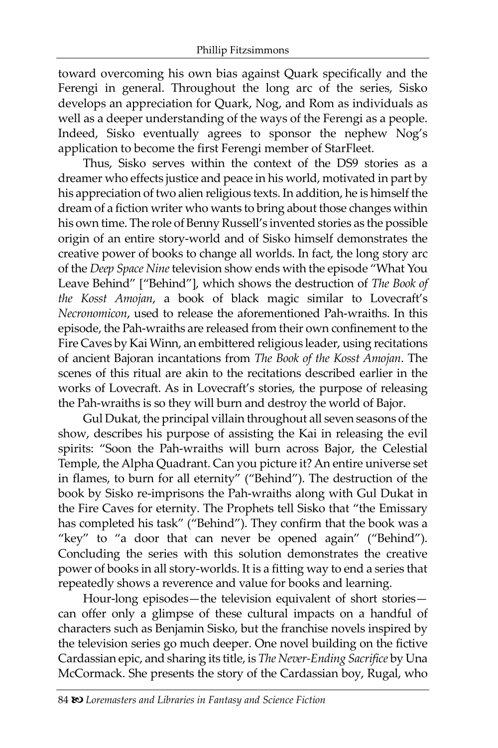toward overcoming his own bias against Quark specifically and the Ferengi in general. Throughout the long arc of the series, Sisko develops an appreciation for Quark, Nog, and Rom as individuals as well as a deeper understanding of the ways of the Ferengi as a people. Indeed, Sisko eventually agrees to sponsor the nephew Nog's application to become the first Ferengi member of StarFleet.

Thus, Sisko serves within the context of the DS9 stories as a dreamer who effects justice and peace in his world, motivated in part by his appreciation of two alien religious texts. In addition, he is himself the dream of a fiction writer who wants to bring about those changes within his own time. The role of Benny Russell's invented stories as the possible origin of an entire story-world and of Sisko himself demonstrates the creative power of books to change all worlds. In fact, the long story arc of the *Deep Space Nine* television show ends with the episode "What You Leave Behind" ["Behind"], which shows the destruction of *The Book of the Kosst Amojan*, a book of black magic similar to Lovecraft's *Necronomicon*, used to release the aforementioned Pah-wraiths. In this episode, the Pah-wraiths are released from their own confinement to the Fire Caves by Kai Winn, an embittered religious leader, using recitations of ancient Bajoran incantations from *The Book of the Kosst Amojan*. The scenes of this ritual are akin to the recitations described earlier in the works of Lovecraft. As in Lovecraft's stories, the purpose of releasing the Pah-wraiths is so they will burn and destroy the world of Bajor.

Gul Dukat, the principal villain throughout all seven seasons of the show, describes his purpose of assisting the Kai in releasing the evil spirits: "Soon the Pah-wraiths will burn across Bajor, the Celestial Temple, the Alpha Quadrant. Can you picture it? An entire universe set in flames, to burn for all eternity" ("Behind"). The destruction of the book by Sisko re-imprisons the Pah-wraiths along with Gul Dukat in the Fire Caves for eternity. The Prophets tell Sisko that "the Emissary has completed his task" ("Behind"). They confirm that the book was a "key" to "a door that can never be opened again" ("Behind"). Concluding the series with this solution demonstrates the creative power of books in all story-worlds. It is a fitting way to end a series that repeatedly shows a reverence and value for books and learning.

Hour-long episodes—the television equivalent of short stories—can offer only a glimpse of these cultural impacts on a handful of characters such as Benjamin Sisko, but the franchise novels inspired by the television series go much deeper. One novel building on the fictive Cardassian epic, and sharing its title, is *The Never-Ending Sacrifice* by Una McCormack. She presents the story of the Cardassian boy, Rugal, who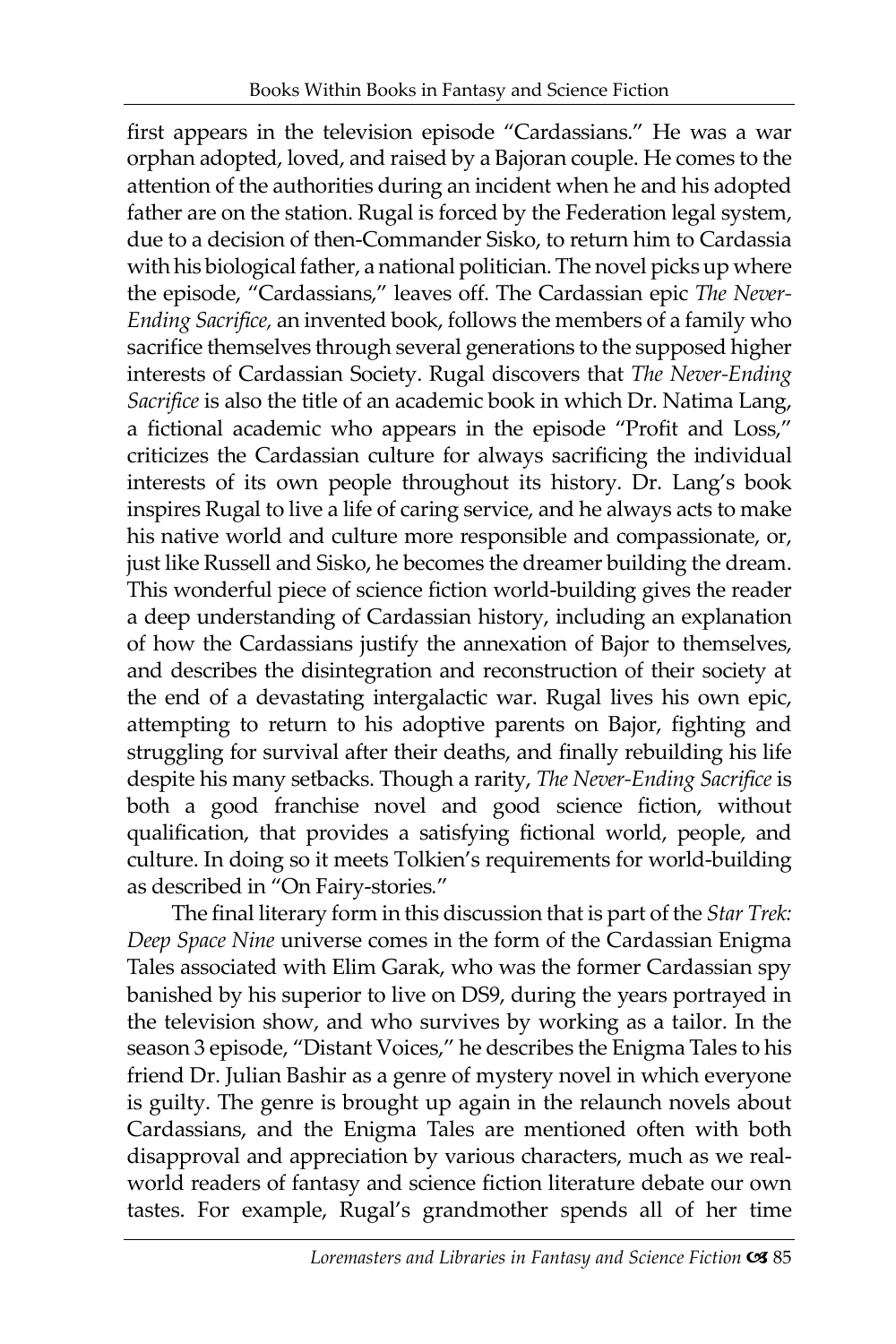first appears in the television episode "Cardassians." He was a war orphan adopted, loved, and raised by a Bajoran couple. He comes to the attention of the authorities during an incident when he and his adopted father are on the station. Rugal is forced by the Federation legal system, due to a decision of then-Commander Sisko, to return him to Cardassia with his biological father, a national politician. The novel picks up where the episode, "Cardassians," leaves off. The Cardassian epic *The Never-Ending Sacrifice,* an invented book, follows the members of a family who sacrifice themselves through several generations to the supposed higher interests of Cardassian Society. Rugal discovers that *The Never-Ending Sacrifice* is also the title of an academic book in which Dr. Natima Lang, a fictional academic who appears in the episode "Profit and Loss," criticizes the Cardassian culture for always sacrificing the individual interests of its own people throughout its history. Dr. Lang's book inspires Rugal to live a life of caring service, and he always acts to make his native world and culture more responsible and compassionate, or, just like Russell and Sisko, he becomes the dreamer building the dream. This wonderful piece of science fiction world-building gives the reader a deep understanding of Cardassian history, including an explanation of how the Cardassians justify the annexation of Bajor to themselves, and describes the disintegration and reconstruction of their society at the end of a devastating intergalactic war. Rugal lives his own epic, attempting to return to his adoptive parents on Bajor, fighting and struggling for survival after their deaths, and finally rebuilding his life despite his many setbacks. Though a rarity, *The Never-Ending Sacrifice* is both a good franchise novel and good science fiction, without qualification, that provides a satisfying fictional world, people, and culture. In doing so it meets Tolkien's requirements for world-building as described in "On Fairy-stories."

The final literary form in this discussion that is part of the *Star Trek: Deep Space Nine* universe comes in the form of the Cardassian Enigma Tales associated with Elim Garak, who was the former Cardassian spy banished by his superior to live on DS9, during the years portrayed in the television show, and who survives by working as a tailor. In the season 3 episode, "Distant Voices," he describes the Enigma Tales to his friend Dr. Julian Bashir as a genre of mystery novel in which everyone is guilty. The genre is brought up again in the relaunch novels about Cardassians, and the Enigma Tales are mentioned often with both disapproval and appreciation by various characters, much as we real-world readers of fantasy and science fiction literature debate our own tastes. For example, Rugal's grandmother spends all of her time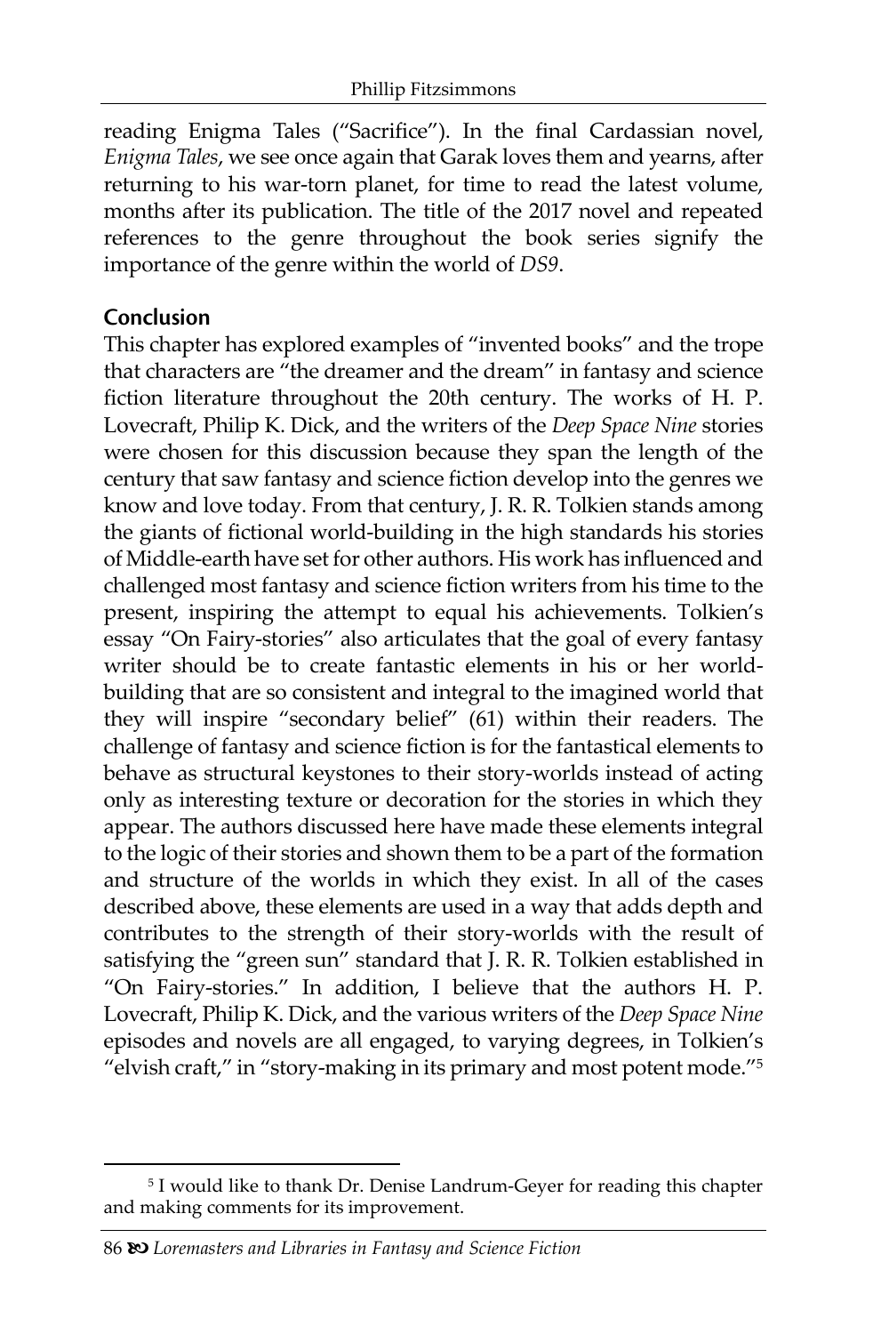reading Enigma Tales ("Sacrifice"). In the final Cardassian novel, *Enigma Tales*, we see once again that Garak loves them and yearns, after returning to his war-torn planet, for time to read the latest volume, months after its publication. The title of the 2017 novel and repeated references to the genre throughout the book series signify the importance of the genre within the world of *DS9*.

## Conclusion

This chapter has explored examples of "invented books" and the trope that characters are "the dreamer and the dream" in fantasy and science fiction literature throughout the 20th century. The works of H. P. Lovecraft, Philip K. Dick, and the writers of the *Deep Space Nine* stories were chosen for this discussion because they span the length of the century that saw fantasy and science fiction develop into the genres we know and love today. From that century, J. R. R. Tolkien stands among the giants of fictional world-building in the high standards his stories of Middle-earth have set for other authors. His work has influenced and challenged most fantasy and science fiction writers from his time to the present, inspiring the attempt to equal his achievements. Tolkien's essay "On Fairy-stories" also articulates that the goal of every fantasy writer should be to create fantastic elements in his or her world-building that are so consistent and integral to the imagined world that they will inspire "secondary belief" (61) within their readers. The challenge of fantasy and science fiction is for the fantastical elements to behave as structural keystones to their story-worlds instead of acting only as interesting texture or decoration for the stories in which they appear. The authors discussed here have made these elements integral to the logic of their stories and shown them to be a part of the formation and structure of the worlds in which they exist. In all of the cases described above, these elements are used in a way that adds depth and contributes to the strength of their story-worlds with the result of satisfying the "green sun" standard that J. R. R. Tolkien established in "On Fairy-stories." In addition, I believe that the authors H. P. Lovecraft, Philip K. Dick, and the various writers of the *Deep Space Nine* episodes and novels are all engaged, to varying degrees, in Tolkien's "elvish craft," in "story-making in its primary and most potent mode."[5]

---

[5] I would like to thank Dr. Denise Landrum-Geyer for reading this chapter and making comments for its improvement.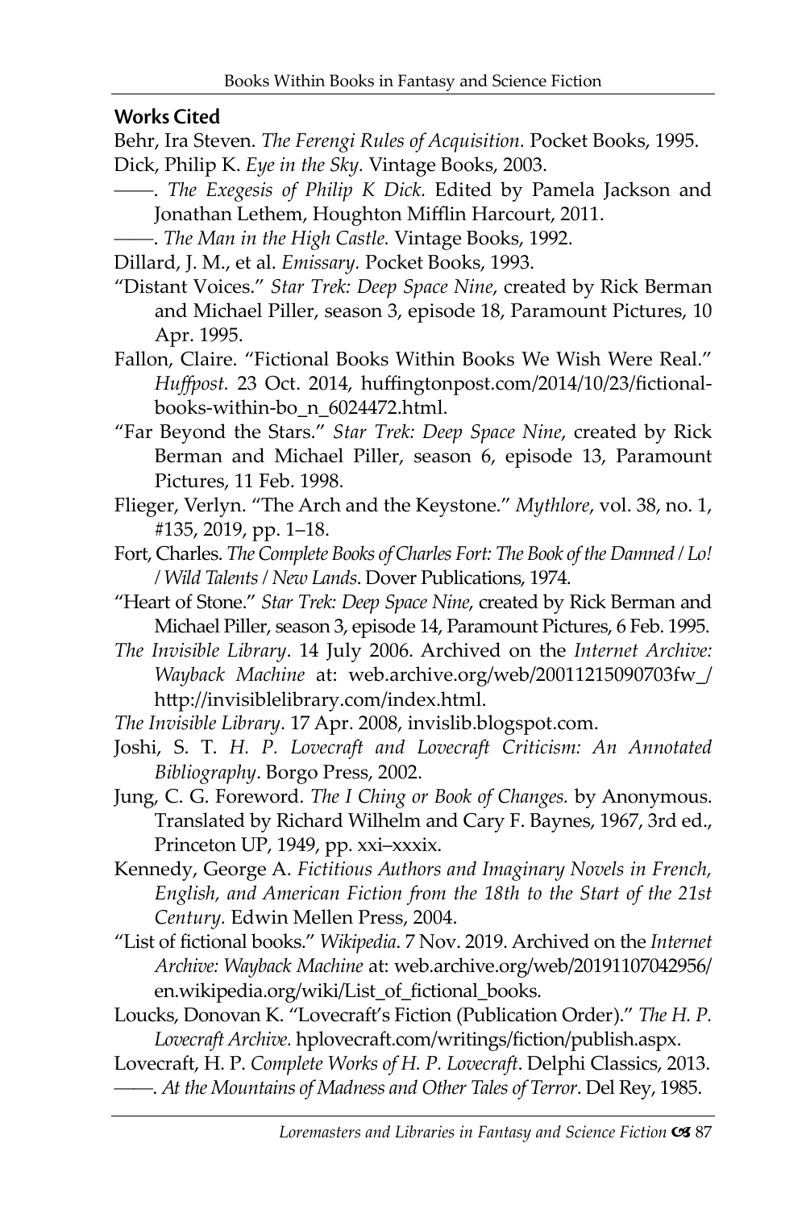## Works Cited

Behr, Ira Steven. *The Ferengi Rules of Acquisition.* Pocket Books, 1995.

Dick, Philip K. *Eye in the Sky.* Vintage Books, 2003.

——. *The Exegesis of Philip K Dick.* Edited by Pamela Jackson and Jonathan Lethem, Houghton Mifflin Harcourt, 2011.

——. *The Man in the High Castle.* Vintage Books, 1992.

Dillard, J. M., et al. *Emissary.* Pocket Books, 1993.

"Distant Voices." *Star Trek: Deep Space Nine*, created by Rick Berman and Michael Piller, season 3, episode 18, Paramount Pictures, 10 Apr. 1995.

Fallon, Claire. "Fictional Books Within Books We Wish Were Real." *Huffpost.* 23 Oct. 2014, huffingtonpost.com/2014/10/23/fictional-books-within-bo_n_6024472.html.

"Far Beyond the Stars." *Star Trek: Deep Space Nine*, created by Rick Berman and Michael Piller, season 6, episode 13, Paramount Pictures, 11 Feb. 1998.

Flieger, Verlyn. "The Arch and the Keystone." *Mythlore*, vol. 38, no. 1, #135, 2019, pp. 1–18.

Fort, Charles. *The Complete Books of Charles Fort: The Book of the Damned / Lo! / Wild Talents / New Lands*. Dover Publications, 1974.

"Heart of Stone." *Star Trek: Deep Space Nine*, created by Rick Berman and Michael Piller, season 3, episode 14, Paramount Pictures, 6 Feb. 1995.

*The Invisible Library*. 14 July 2006. Archived on the *Internet Archive: Wayback Machine* at: web.archive.org/web/20011215090703fw_/http://invisiblelibrary.com/index.html.

*The Invisible Library*. 17 Apr. 2008, invislib.blogspot.com.

Joshi, S. T. *H. P. Lovecraft and Lovecraft Criticism: An Annotated Bibliography*. Borgo Press, 2002.

Jung, C. G. Foreword. *The I Ching or Book of Changes.* by Anonymous. Translated by Richard Wilhelm and Cary F. Baynes, 1967, 3rd ed., Princeton UP, 1949, pp. xxi–xxxix.

Kennedy, George A. *Fictitious Authors and Imaginary Novels in French, English, and American Fiction from the 18th to the Start of the 21st Century.* Edwin Mellen Press, 2004.

"List of fictional books." *Wikipedia*. 7 Nov. 2019. Archived on the *Internet Archive: Wayback Machine* at: web.archive.org/web/20191107042956/en.wikipedia.org/wiki/List_of_fictional_books.

Loucks, Donovan K. "Lovecraft's Fiction (Publication Order)." *The H. P. Lovecraft Archive.* hplovecraft.com/writings/fiction/publish.aspx.

Lovecraft, H. P. *Complete Works of H. P. Lovecraft*. Delphi Classics, 2013.

——. *At the Mountains of Madness and Other Tales of Terror*. Del Rey, 1985.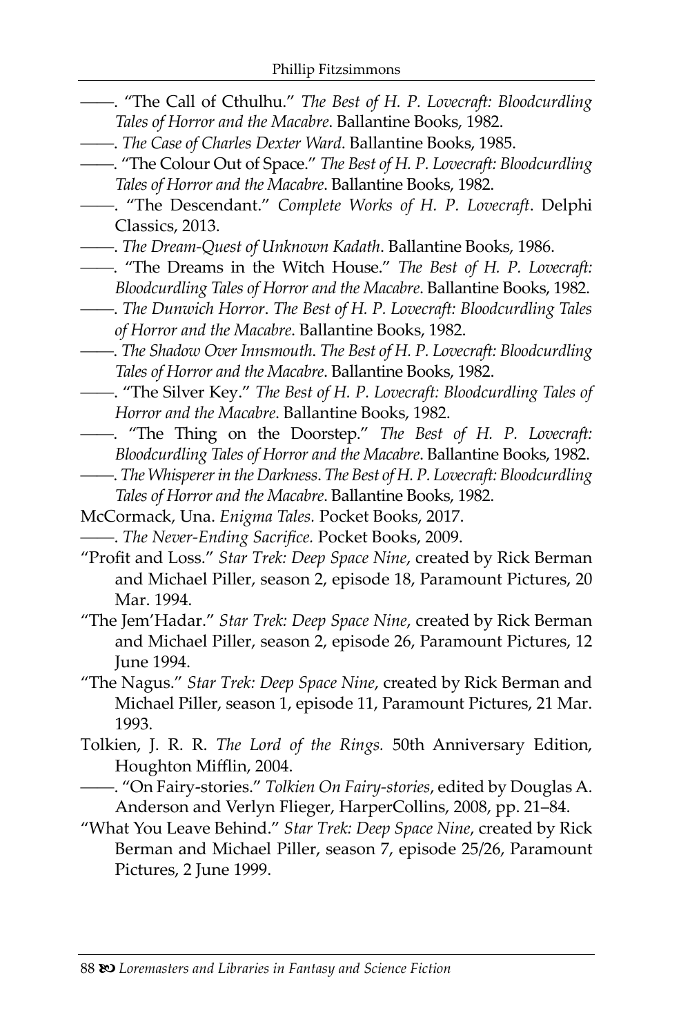——. "The Call of Cthulhu." *The Best of H. P. Lovecraft: Bloodcurdling Tales of Horror and the Macabre*. Ballantine Books, 1982.

——. *The Case of Charles Dexter Ward*. Ballantine Books, 1985.

——. "The Colour Out of Space." *The Best of H. P. Lovecraft: Bloodcurdling Tales of Horror and the Macabre*. Ballantine Books, 1982.

——. "The Descendant." *Complete Works of H. P. Lovecraft*. Delphi Classics, 2013.

——. *The Dream-Quest of Unknown Kadath*. Ballantine Books, 1986.

——. "The Dreams in the Witch House." *The Best of H. P. Lovecraft: Bloodcurdling Tales of Horror and the Macabre*. Ballantine Books, 1982.

——. *The Dunwich Horror*. *The Best of H. P. Lovecraft: Bloodcurdling Tales of Horror and the Macabre*. Ballantine Books, 1982.

——. *The Shadow Over Innsmouth*. *The Best of H. P. Lovecraft: Bloodcurdling Tales of Horror and the Macabre*. Ballantine Books, 1982.

——. "The Silver Key." *The Best of H. P. Lovecraft: Bloodcurdling Tales of Horror and the Macabre*. Ballantine Books, 1982.

——. "The Thing on the Doorstep." *The Best of H. P. Lovecraft: Bloodcurdling Tales of Horror and the Macabre*. Ballantine Books, 1982.

——. *The Whisperer in the Darkness*. *The Best of H. P. Lovecraft: Bloodcurdling Tales of Horror and the Macabre*. Ballantine Books, 1982.

McCormack, Una. *Enigma Tales.* Pocket Books, 2017.

——. *The Never-Ending Sacrifice.* Pocket Books, 2009.

"Profit and Loss." *Star Trek: Deep Space Nine*, created by Rick Berman and Michael Piller, season 2, episode 18, Paramount Pictures, 20 Mar. 1994.

"The Jem'Hadar." *Star Trek: Deep Space Nine*, created by Rick Berman and Michael Piller, season 2, episode 26, Paramount Pictures, 12 June 1994.

"The Nagus." *Star Trek: Deep Space Nine*, created by Rick Berman and Michael Piller, season 1, episode 11, Paramount Pictures, 21 Mar. 1993.

Tolkien, J. R. R. *The Lord of the Rings.* 50th Anniversary Edition, Houghton Mifflin, 2004.

——. "On Fairy-stories." *Tolkien On Fairy-stories*, edited by Douglas A. Anderson and Verlyn Flieger, HarperCollins, 2008, pp. 21–84.

"What You Leave Behind." *Star Trek: Deep Space Nine*, created by Rick Berman and Michael Piller, season 7, episode 25/26, Paramount Pictures, 2 June 1999.